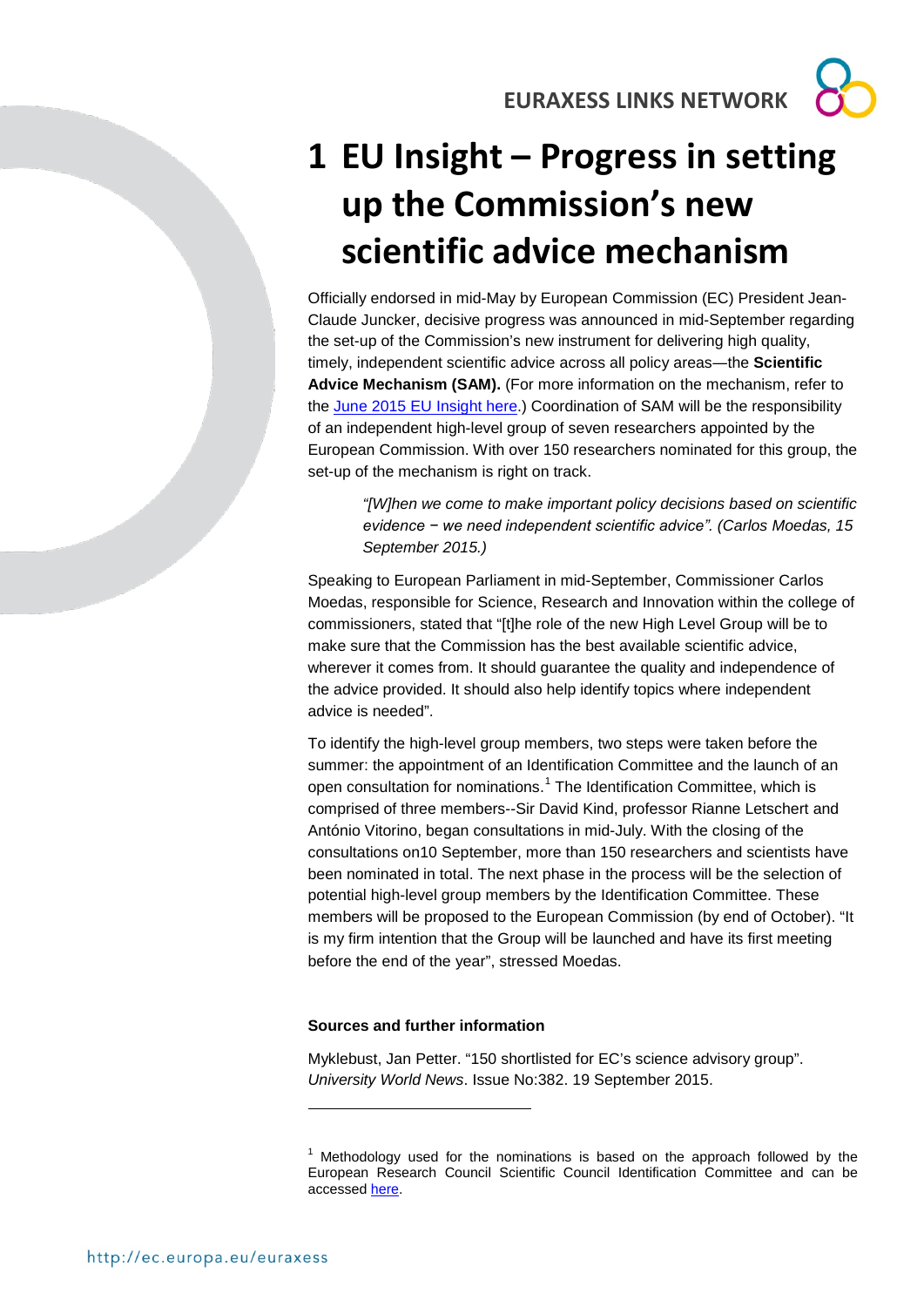# 1 EU Insight – Progress in setting up the Commission's new scientific advice mechanism

Officially endorsed in mid-May by European Commission (EC) President Jean-Claude Juncker, decisive progress was announced in mid-September regarding the set-up of the Commission's new instrument for delivering high quality, timely, independent scientific advice across all policy areas—the **Scientific Advice Mechanism (SAM).** (For more information on the mechanism, refer to the June 2015 EU Insight here.) Coordination of SAM will be the responsibility of an independent high-level group of seven researchers appointed by the European Commission. With over 150 researchers nominated for this group, the set-up of the mechanism is right on track.

> *"[W]hen we come to make important policy decisions based on scientific evidence − we need independent scientific advice". (Carlos Moedas, 15 September 2015.)*

Speaking to European Parliament in mid-September, Commissioner Carlos Moedas, responsible for Science, Research and Innovation within the college of commissioners, stated that "[t]he role of the new High Level Group will be to make sure that the Commission has the best available scientific advice, wherever it comes from. It should guarantee the quality and independence of the advice provided. It should also help identify topics where independent advice is needed".

To identify the high-level group members, two steps were taken before the summer: the appointment of an Identification Committee and the launch of an open consultation for nominations.[1] The Identification Committee, which is comprised of three members--Sir David Kind, professor Rianne Letschert and António Vitorino, began consultations in mid-July. With the closing of the consultations on10 September, more than 150 researchers and scientists have been nominated in total. The next phase in the process will be the selection of potential high-level group members by the Identification Committee. These members will be proposed to the European Commission (by end of October). "It is my firm intention that the Group will be launched and have its first meeting before the end of the year", stressed Moedas.

#### Sources and further information

Myklebust, Jan Petter. "150 shortlisted for EC's science advisory group". *University World News*. Issue No:382. 19 September 2015.

---

[1] Methodology used for the nominations is based on the approach followed by the European Research Council Scientific Council Identification Committee and can be accessed here.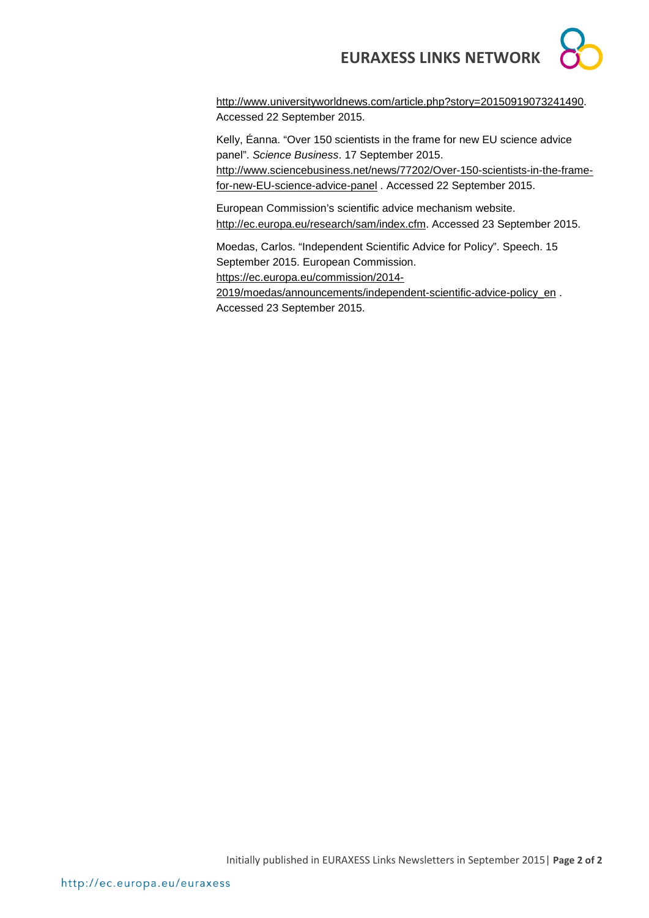http://www.universityworldnews.com/article.php?story=20150919073241490. Accessed 22 September 2015.

Kelly, Éanna. "Over 150 scientists in the frame for new EU science advice panel". *Science Business*. 17 September 2015. http://www.sciencebusiness.net/news/77202/Over-150-scientists-in-the-frame-for-new-EU-science-advice-panel . Accessed 22 September 2015.

European Commission's scientific advice mechanism website. http://ec.europa.eu/research/sam/index.cfm. Accessed 23 September 2015.

Moedas, Carlos. "Independent Scientific Advice for Policy". Speech. 15 September 2015. European Commission. https://ec.europa.eu/commission/2014-2019/moedas/announcements/independent-scientific-advice-policy_en . Accessed 23 September 2015.